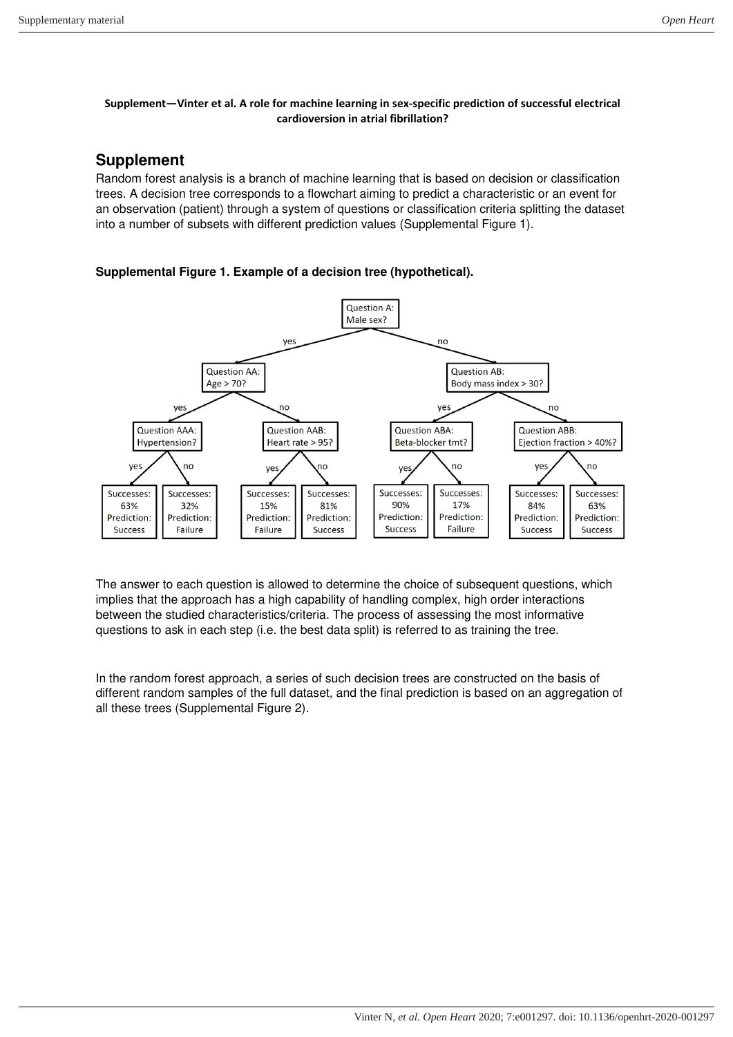**Supplement—Vinter et al. A role for machine learning in sex-specific prediction of successful electrical cardioversion in atrial fibrillation?**

## Supplement

Random forest analysis is a branch of machine learning that is based on decision or classification trees. A decision tree corresponds to a flowchart aiming to predict a characteristic or an event for an observation (patient) through a system of questions or classification criteria splitting the dataset into a number of subsets with different prediction values (Supplemental Figure 1).

**Supplemental Figure 1. Example of a decision tree (hypothetical).**

Question A: Male sex?

- yes → Question AA: Age > 70?
  - yes → Question AAA: Hypertension?
    - yes → Successes: 63% Prediction: Success
    - no → Successes: 32% Prediction: Failure
  - no → Question AAB: Heart rate > 95?
    - yes → Successes: 15% Prediction: Failure
    - no → Successes: 81% Prediction: Success
- no → Question AB: Body mass index > 30?
  - yes → Question ABA: Beta-blocker tmt?
    - yes → Successes: 90% Prediction: Success
    - no → Successes: 17% Prediction: Failure
  - no → Question ABB: Ejection fraction > 40%?
    - yes → Successes: 84% Prediction: Success
    - no → Successes: 63% Prediction: Success

The answer to each question is allowed to determine the choice of subsequent questions, which implies that the approach has a high capability of handling complex, high order interactions between the studied characteristics/criteria. The process of assessing the most informative questions to ask in each step (i.e. the best data split) is referred to as training the tree.

In the random forest approach, a series of such decision trees are constructed on the basis of different random samples of the full dataset, and the final prediction is based on an aggregation of all these trees (Supplemental Figure 2).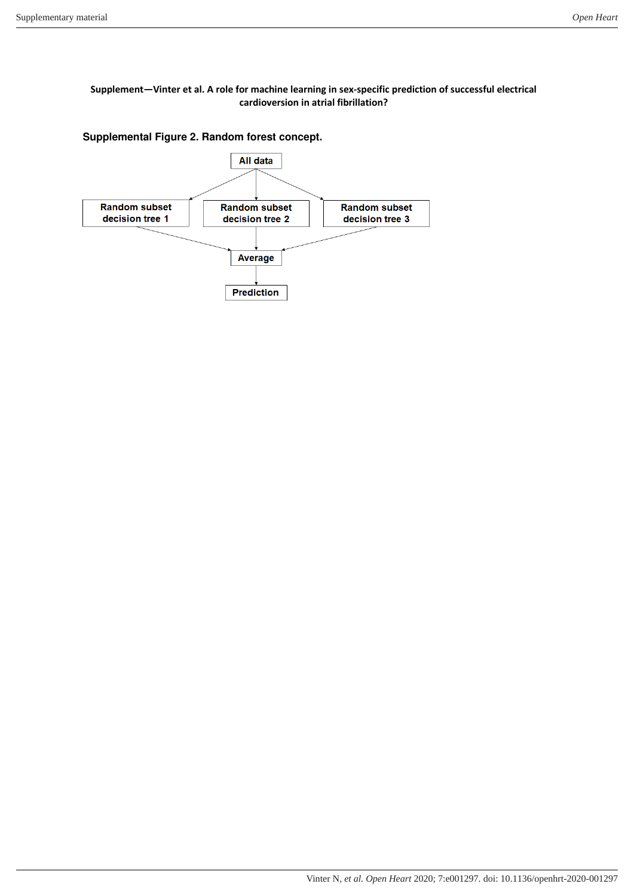**Supplement—Vinter et al. A role for machine learning in sex-specific prediction of successful electrical cardioversion in atrial fibrillation?**

**Supplemental Figure 2. Random forest concept.**

All data

Random subset decision tree 1

Random subset decision tree 2

Random subset decision tree 3

Average

Prediction